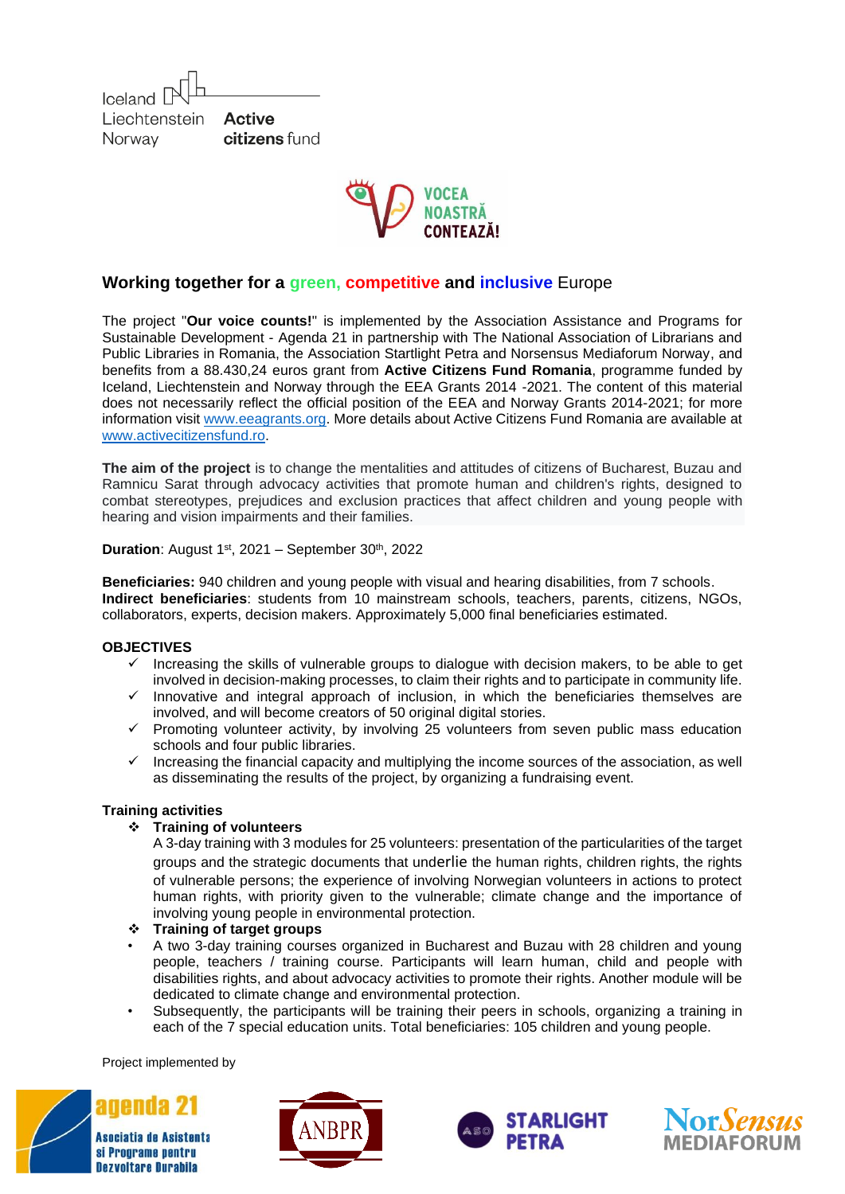Iceland Liechtenstein Norway **Active citizens** fund

VOCEA NOASTRĂ CONTEAZĂ!

## Working together for a green, competitive and inclusive Europe

The project "**Our voice counts!**" is implemented by the Association Assistance and Programs for Sustainable Development - Agenda 21 in partnership with The National Association of Librarians and Public Libraries in Romania, the Association Startlight Petra and Norsensus Mediaforum Norway, and benefits from a 88.430,24 euros grant from **Active Citizens Fund Romania**, programme funded by Iceland, Liechtenstein and Norway through the EEA Grants 2014 -2021. The content of this material does not necessarily reflect the official position of the EEA and Norway Grants 2014-2021; for more information visit www.eeagrants.org. More details about Active Citizens Fund Romania are available at www.activecitizensfund.ro.

**The aim of the project** is to change the mentalities and attitudes of citizens of Bucharest, Buzau and Ramnicu Sarat through advocacy activities that promote human and children's rights, designed to combat stereotypes, prejudices and exclusion practices that affect children and young people with hearing and vision impairments and their families.

**Duration**: August 1st, 2021 – September 30th, 2022

**Beneficiaries:** 940 children and young people with visual and hearing disabilities, from 7 schools.
**Indirect beneficiaries**: students from 10 mainstream schools, teachers, parents, citizens, NGOs, collaborators, experts, decision makers. Approximately 5,000 final beneficiaries estimated.

**OBJECTIVES**

- ✓ Increasing the skills of vulnerable groups to dialogue with decision makers, to be able to get involved in decision-making processes, to claim their rights and to participate in community life.
- ✓ Innovative and integral approach of inclusion, in which the beneficiaries themselves are involved, and will become creators of 50 original digital stories.
- ✓ Promoting volunteer activity, by involving 25 volunteers from seven public mass education schools and four public libraries.
- ✓ Increasing the financial capacity and multiplying the income sources of the association, as well as disseminating the results of the project, by organizing a fundraising event.

**Training activities**

- ❖ **Training of volunteers**
  A 3-day training with 3 modules for 25 volunteers: presentation of the particularities of the target groups and the strategic documents that underlie the human rights, children rights, the rights of vulnerable persons; the experience of involving Norwegian volunteers in actions to protect human rights, with priority given to the vulnerable; climate change and the importance of involving young people in environmental protection.
- ❖ **Training of target groups**
  - A two 3-day training courses organized in Bucharest and Buzau with 28 children and young people, teachers / training course. Participants will learn human, child and people with disabilities rights, and about advocacy activities to promote their rights. Another module will be dedicated to climate change and environmental protection.
  - Subsequently, the participants will be training their peers in schools, organizing a training in each of the 7 special education units. Total beneficiaries: 105 children and young people.

Project implemented by

agenda 21 Asociatia de Asistenta si Programe pentru Dezvoltare Durabila | ANBPR | ASO STARLIGHT PETRA | NorSensus MEDIAFORUM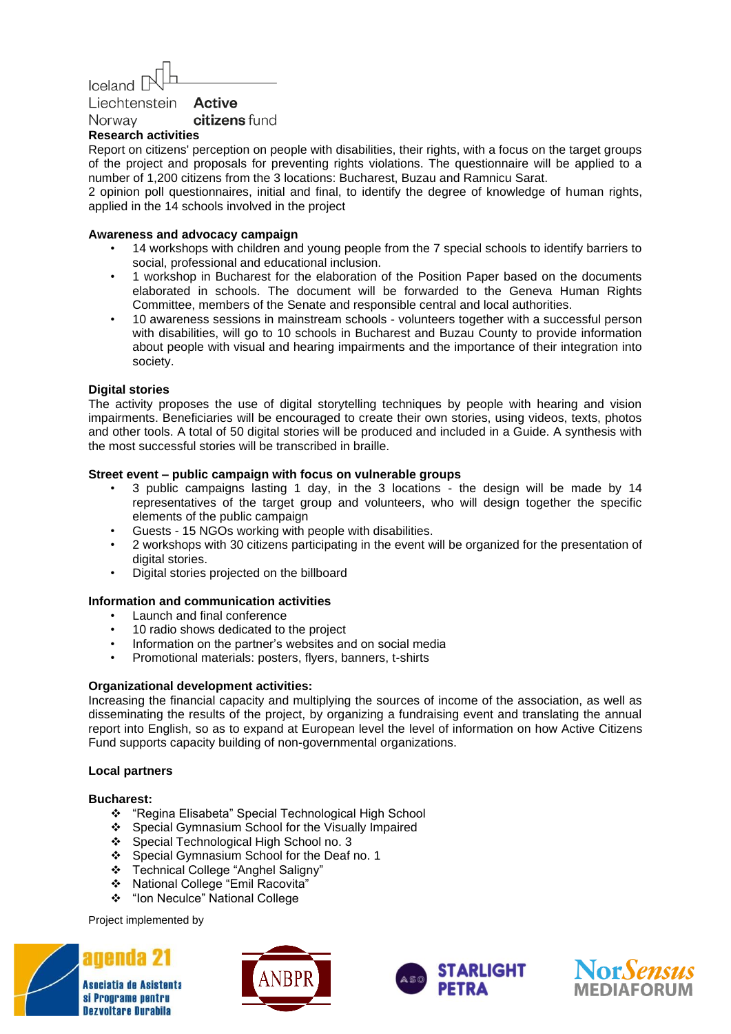Iceland Liechtenstein Norway **Active citizens** fund

**Research activities**

Report on citizens' perception on people with disabilities, their rights, with a focus on the target groups of the project and proposals for preventing rights violations. The questionnaire will be applied to a number of 1,200 citizens from the 3 locations: Bucharest, Buzau and Ramnicu Sarat.

2 opinion poll questionnaires, initial and final, to identify the degree of knowledge of human rights, applied in the 14 schools involved in the project

**Awareness and advocacy campaign**

- 14 workshops with children and young people from the 7 special schools to identify barriers to social, professional and educational inclusion.
- 1 workshop in Bucharest for the elaboration of the Position Paper based on the documents elaborated in schools. The document will be forwarded to the Geneva Human Rights Committee, members of the Senate and responsible central and local authorities.
- 10 awareness sessions in mainstream schools - volunteers together with a successful person with disabilities, will go to 10 schools in Bucharest and Buzau County to provide information about people with visual and hearing impairments and the importance of their integration into society.

**Digital stories**

The activity proposes the use of digital storytelling techniques by people with hearing and vision impairments. Beneficiaries will be encouraged to create their own stories, using videos, texts, photos and other tools. A total of 50 digital stories will be produced and included in a Guide. A synthesis with the most successful stories will be transcribed in braille.

**Street event – public campaign with focus on vulnerable groups**

- 3 public campaigns lasting 1 day, in the 3 locations - the design will be made by 14 representatives of the target group and volunteers, who will design together the specific elements of the public campaign
- Guests - 15 NGOs working with people with disabilities.
- 2 workshops with 30 citizens participating in the event will be organized for the presentation of digital stories.
- Digital stories projected on the billboard

**Information and communication activities**

- Launch and final conference
- 10 radio shows dedicated to the project
- Information on the partner's websites and on social media
- Promotional materials: posters, flyers, banners, t-shirts

**Organizational development activities:**

Increasing the financial capacity and multiplying the sources of income of the association, as well as disseminating the results of the project, by organizing a fundraising event and translating the annual report into English, so as to expand at European level the level of information on how Active Citizens Fund supports capacity building of non-governmental organizations.

**Local partners**

**Bucharest:**

- "Regina Elisabeta" Special Technological High School
- Special Gymnasium School for the Visually Impaired
- Special Technological High School no. 3
- Special Gymnasium School for the Deaf no. 1
- Technical College "Anghel Saligny"
- National College "Emil Racovita"
- "Ion Neculce" National College

Project implemented by

agenda 21 Asociatia de Asistenta si Programe pentru Dezvoltare Durabila | ANBPR | ASO STARLIGHT PETRA | NorSensus MEDIAFORUM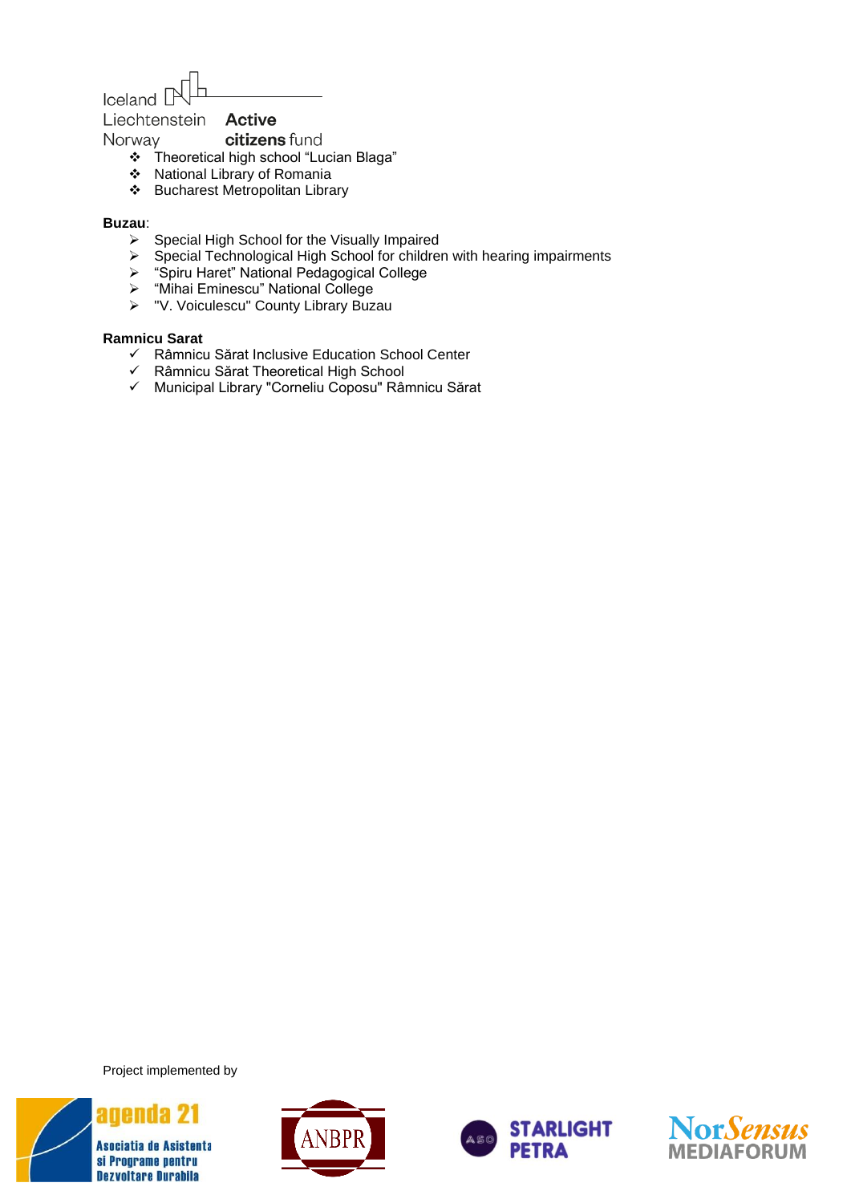- Theoretical high school “Lucian Blaga”
- National Library of Romania
- Bucharest Metropolitan Library

**Buzau**:

- Special High School for the Visually Impaired
- Special Technological High School for children with hearing impairments
- “Spiru Haret” National Pedagogical College
- “Mihai Eminescu” National College
- "V. Voiculescu" County Library Buzau

**Ramnicu Sarat**

- Râmnicu Sărat Inclusive Education School Center
- Râmnicu Sărat Theoretical High School
- Municipal Library "Corneliu Coposu" Râmnicu Sărat

Project implemented by